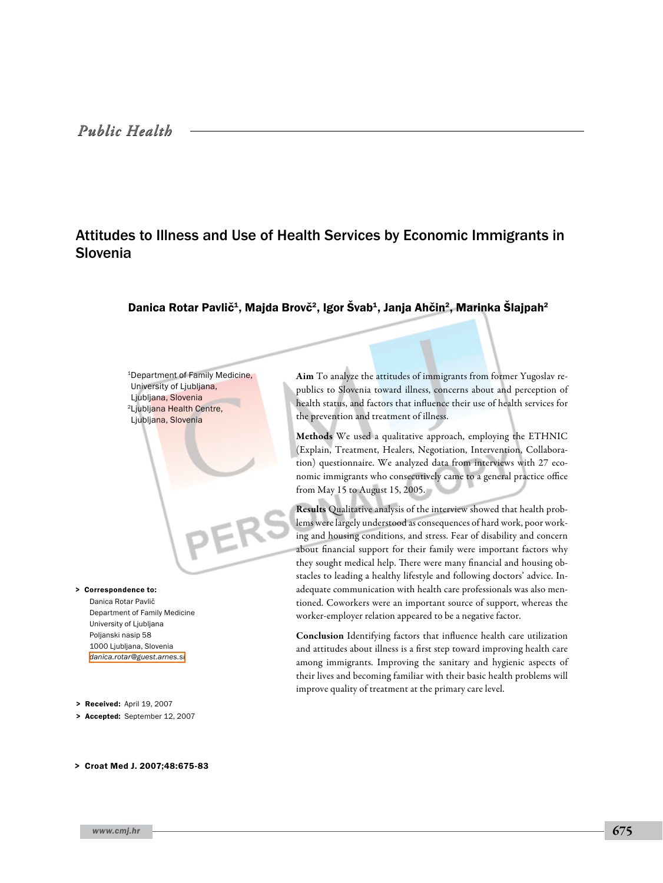Public Health

# Attitudes to Illness and Use of Health Services by Economic Immigrants in Slovenia

**Danica Rotar Pavlič[1], Majda Brovč[2], Igor Švab[1], Janja Ahčin[2], Marinka Šlajpah[2]**

[1]Department of Family Medicine, University of Ljubljana, Ljubljana, Slovenia

[2]Ljubljana Health Centre, Ljubljana, Slovenia

**Aim** To analyze the attitudes of immigrants from former Yugoslav republics to Slovenia toward illness, concerns about and perception of health status, and factors that influence their use of health services for the prevention and treatment of illness.

**Methods** We used a qualitative approach, employing the ETHNIC (Explain, Treatment, Healers, Negotiation, Intervention, Collaboration) questionnaire. We analyzed data from interviews with 27 economic immigrants who consecutively came to a general practice office from May 15 to August 15, 2005.

**Results** Qualitative analysis of the interview showed that health problems were largely understood as consequences of hard work, poor working and housing conditions, and stress. Fear of disability and concern about financial support for their family were important factors why they sought medical help. There were many financial and housing obstacles to leading a healthy lifestyle and following doctors' advice. Inadequate communication with health care professionals was also mentioned. Coworkers were an important source of support, whereas the worker-employer relation appeared to be a negative factor.

**Conclusion** Identifying factors that influence health care utilization and attitudes about illness is a first step toward improving health care among immigrants. Improving the sanitary and hygienic aspects of their lives and becoming familiar with their basic health problems will improve quality of treatment at the primary care level.

> **Correspondence to:**
> Danica Rotar Pavlič
> Department of Family Medicine
> University of Ljubljana
> Poljanski nasip 58
> 1000 Ljubljana, Slovenia
> danica.rotar@guest.arnes.si

> **Received:** April 19, 2007
> **Accepted:** September 12, 2007

> **Croat Med J. 2007;48:675-83**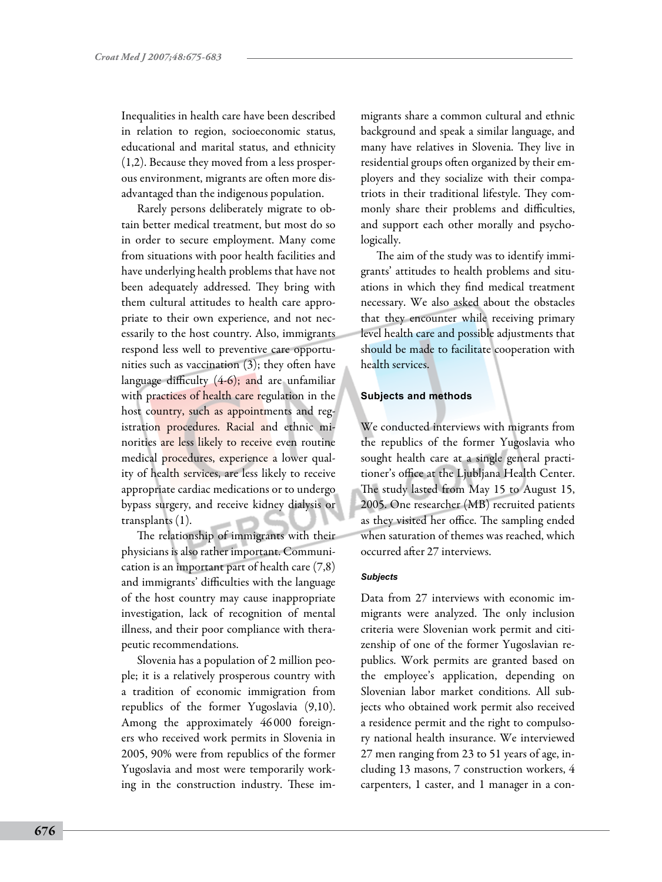Inequalities in health care have been described in relation to region, socioeconomic status, educational and marital status, and ethnicity (1,2). Because they moved from a less prosperous environment, migrants are often more disadvantaged than the indigenous population.

Rarely persons deliberately migrate to obtain better medical treatment, but most do so in order to secure employment. Many come from situations with poor health facilities and have underlying health problems that have not been adequately addressed. They bring with them cultural attitudes to health care appropriate to their own experience, and not necessarily to the host country. Also, immigrants respond less well to preventive care opportunities such as vaccination (3); they often have language difficulty (4-6); and are unfamiliar with practices of health care regulation in the host country, such as appointments and registration procedures. Racial and ethnic minorities are less likely to receive even routine medical procedures, experience a lower quality of health services, are less likely to receive appropriate cardiac medications or to undergo bypass surgery, and receive kidney dialysis or transplants (1).

The relationship of immigrants with their physicians is also rather important. Communication is an important part of health care (7,8) and immigrants' difficulties with the language of the host country may cause inappropriate investigation, lack of recognition of mental illness, and their poor compliance with therapeutic recommendations.

Slovenia has a population of 2 million people; it is a relatively prosperous country with a tradition of economic immigration from republics of the former Yugoslavia (9,10). Among the approximately 46 000 foreigners who received work permits in Slovenia in 2005, 90% were from republics of the former Yugoslavia and most were temporarily working in the construction industry. These immigrants share a common cultural and ethnic background and speak a similar language, and many have relatives in Slovenia. They live in residential groups often organized by their employers and they socialize with their compatriots in their traditional lifestyle. They commonly share their problems and difficulties, and support each other morally and psychologically.

The aim of the study was to identify immigrants' attitudes to health problems and situations in which they find medical treatment necessary. We also asked about the obstacles that they encounter while receiving primary level health care and possible adjustments that should be made to facilitate cooperation with health services.

## Subjects and methods

We conducted interviews with migrants from the republics of the former Yugoslavia who sought health care at a single general practitioner's office at the Ljubljana Health Center. The study lasted from May 15 to August 15, 2005. One researcher (MB) recruited patients as they visited her office. The sampling ended when saturation of themes was reached, which occurred after 27 interviews.

### *Subjects*

Data from 27 interviews with economic immigrants were analyzed. The only inclusion criteria were Slovenian work permit and citizenship of one of the former Yugoslavian republics. Work permits are granted based on the employee's application, depending on Slovenian labor market conditions. All subjects who obtained work permit also received a residence permit and the right to compulsory national health insurance. We interviewed 27 men ranging from 23 to 51 years of age, including 13 masons, 7 construction workers, 4 carpenters, 1 caster, and 1 manager in a con-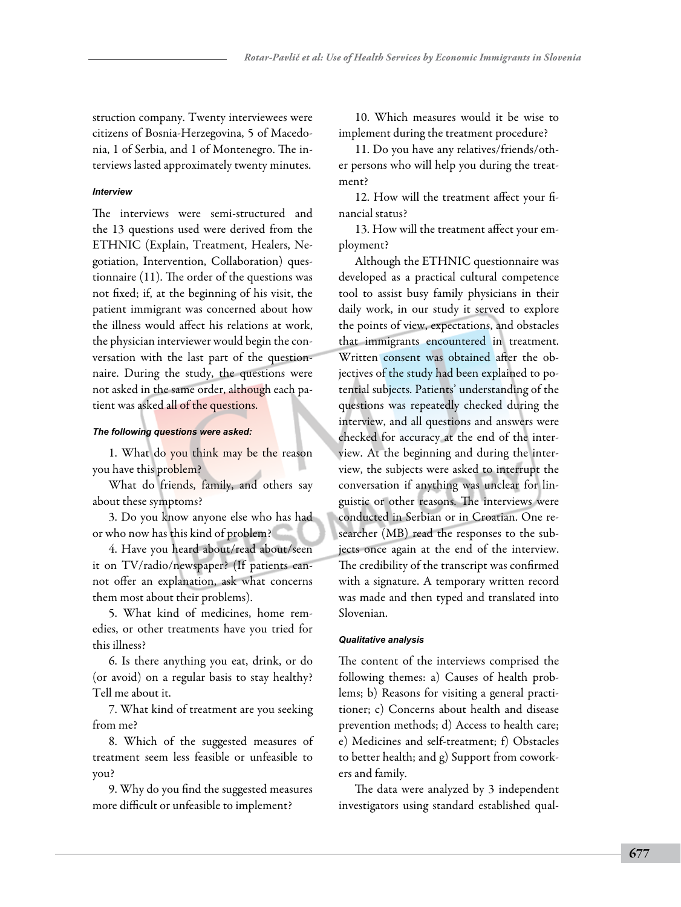struction company. Twenty interviewees were citizens of Bosnia-Herzegovina, 5 of Macedonia, 1 of Serbia, and 1 of Montenegro. The interviews lasted approximately twenty minutes.

#### *Interview*

The interviews were semi-structured and the 13 questions used were derived from the ETHNIC (Explain, Treatment, Healers, Negotiation, Intervention, Collaboration) questionnaire (11). The order of the questions was not fixed; if, at the beginning of his visit, the patient immigrant was concerned about how the illness would affect his relations at work, the physician interviewer would begin the conversation with the last part of the questionnaire. During the study, the questions were not asked in the same order, although each patient was asked all of the questions.

#### *The following questions were asked:*

1. What do you think may be the reason you have this problem?

What do friends, family, and others say about these symptoms?

3. Do you know anyone else who has had or who now has this kind of problem?

4. Have you heard about/read about/seen it on TV/radio/newspaper? (If patients cannot offer an explanation, ask what concerns them most about their problems).

5. What kind of medicines, home remedies, or other treatments have you tried for this illness?

6. Is there anything you eat, drink, or do (or avoid) on a regular basis to stay healthy? Tell me about it.

7. What kind of treatment are you seeking from me?

8. Which of the suggested measures of treatment seem less feasible or unfeasible to you?

9. Why do you find the suggested measures more difficult or unfeasible to implement?

10. Which measures would it be wise to implement during the treatment procedure?

11. Do you have any relatives/friends/other persons who will help you during the treatment?

12. How will the treatment affect your financial status?

13. How will the treatment affect your employment?

Although the ETHNIC questionnaire was developed as a practical cultural competence tool to assist busy family physicians in their daily work, in our study it served to explore the points of view, expectations, and obstacles that immigrants encountered in treatment. Written consent was obtained after the objectives of the study had been explained to potential subjects. Patients' understanding of the questions was repeatedly checked during the interview, and all questions and answers were checked for accuracy at the end of the interview. At the beginning and during the interview, the subjects were asked to interrupt the conversation if anything was unclear for linguistic or other reasons. The interviews were conducted in Serbian or in Croatian. One researcher (MB) read the responses to the subjects once again at the end of the interview. The credibility of the transcript was confirmed with a signature. A temporary written record was made and then typed and translated into Slovenian.

#### *Qualitative analysis*

The content of the interviews comprised the following themes: a) Causes of health problems; b) Reasons for visiting a general practitioner; c) Concerns about health and disease prevention methods; d) Access to health care; e) Medicines and self-treatment; f) Obstacles to better health; and g) Support from coworkers and family.

The data were analyzed by 3 independent investigators using standard established qual-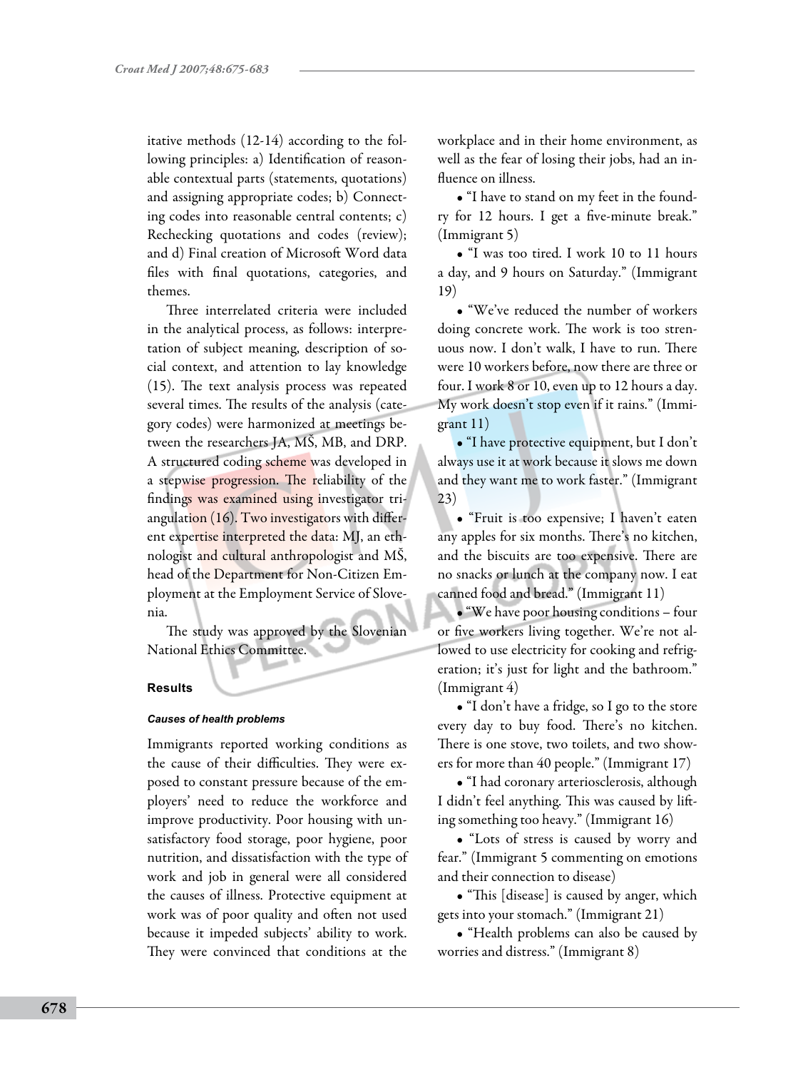itative methods (12-14) according to the following principles: a) Identification of reasonable contextual parts (statements, quotations) and assigning appropriate codes; b) Connecting codes into reasonable central contents; c) Rechecking quotations and codes (review); and d) Final creation of Microsoft Word data files with final quotations, categories, and themes.

Three interrelated criteria were included in the analytical process, as follows: interpretation of subject meaning, description of social context, and attention to lay knowledge (15). The text analysis process was repeated several times. The results of the analysis (category codes) were harmonized at meetings between the researchers JA, MŠ, MB, and DRP. A structured coding scheme was developed in a stepwise progression. The reliability of the findings was examined using investigator triangulation (16). Two investigators with different expertise interpreted the data: MJ, an ethnologist and cultural anthropologist and MŠ, head of the Department for Non-Citizen Employment at the Employment Service of Slovenia.

The study was approved by the Slovenian National Ethics Committee.

## Results

### *Causes of health problems*

Immigrants reported working conditions as the cause of their difficulties. They were exposed to constant pressure because of the employers' need to reduce the workforce and improve productivity. Poor housing with unsatisfactory food storage, poor hygiene, poor nutrition, and dissatisfaction with the type of work and job in general were all considered the causes of illness. Protective equipment at work was of poor quality and often not used because it impeded subjects' ability to work. They were convinced that conditions at the workplace and in their home environment, as well as the fear of losing their jobs, had an influence on illness.

- "I have to stand on my feet in the foundry for 12 hours. I get a five-minute break." (Immigrant 5)
- "I was too tired. I work 10 to 11 hours a day, and 9 hours on Saturday." (Immigrant 19)
- "We've reduced the number of workers doing concrete work. The work is too strenuous now. I don't walk, I have to run. There were 10 workers before, now there are three or four. I work 8 or 10, even up to 12 hours a day. My work doesn't stop even if it rains." (Immigrant 11)
- "I have protective equipment, but I don't always use it at work because it slows me down and they want me to work faster." (Immigrant 23)
- "Fruit is too expensive; I haven't eaten any apples for six months. There's no kitchen, and the biscuits are too expensive. There are no snacks or lunch at the company now. I eat canned food and bread." (Immigrant 11)
- "We have poor housing conditions – four or five workers living together. We're not allowed to use electricity for cooking and refrigeration; it's just for light and the bathroom." (Immigrant 4)
- "I don't have a fridge, so I go to the store every day to buy food. There's no kitchen. There is one stove, two toilets, and two showers for more than 40 people." (Immigrant 17)
- "I had coronary arteriosclerosis, although I didn't feel anything. This was caused by lifting something too heavy." (Immigrant 16)
- "Lots of stress is caused by worry and fear." (Immigrant 5 commenting on emotions and their connection to disease)
- "This [disease] is caused by anger, which gets into your stomach." (Immigrant 21)
- "Health problems can also be caused by worries and distress." (Immigrant 8)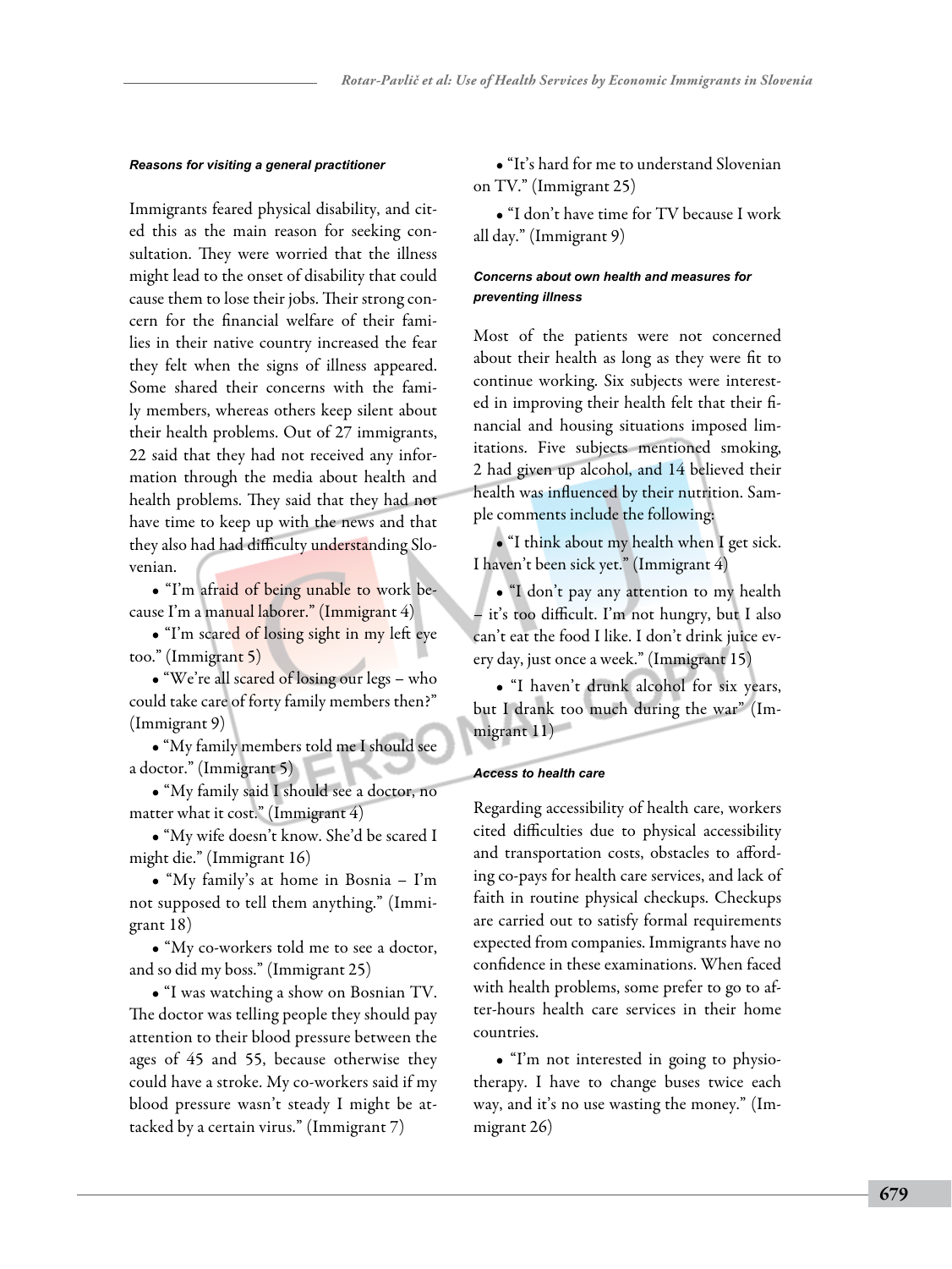### *Reasons for visiting a general practitioner*

Immigrants feared physical disability, and cited this as the main reason for seeking consultation. They were worried that the illness might lead to the onset of disability that could cause them to lose their jobs. Their strong concern for the financial welfare of their families in their native country increased the fear they felt when the signs of illness appeared. Some shared their concerns with the family members, whereas others keep silent about their health problems. Out of 27 immigrants, 22 said that they had not received any information through the media about health and health problems. They said that they had not have time to keep up with the news and that they also had had difficulty understanding Slovenian.

- "I'm afraid of being unable to work because I'm a manual laborer." (Immigrant 4)
- "I'm scared of losing sight in my left eye too." (Immigrant 5)
- "We're all scared of losing our legs – who could take care of forty family members then?" (Immigrant 9)
- "My family members told me I should see a doctor." (Immigrant 5)
- "My family said I should see a doctor, no matter what it cost." (Immigrant 4)
- "My wife doesn't know. She'd be scared I might die." (Immigrant 16)
- "My family's at home in Bosnia – I'm not supposed to tell them anything." (Immigrant 18)
- "My co-workers told me to see a doctor, and so did my boss." (Immigrant 25)
- "I was watching a show on Bosnian TV. The doctor was telling people they should pay attention to their blood pressure between the ages of 45 and 55, because otherwise they could have a stroke. My co-workers said if my blood pressure wasn't steady I might be attacked by a certain virus." (Immigrant 7)
- "It's hard for me to understand Slovenian on TV." (Immigrant 25)
- "I don't have time for TV because I work all day." (Immigrant 9)

### *Concerns about own health and measures for preventing illness*

Most of the patients were not concerned about their health as long as they were fit to continue working. Six subjects were interested in improving their health felt that their financial and housing situations imposed limitations. Five subjects mentioned smoking, 2 had given up alcohol, and 14 believed their health was influenced by their nutrition. Sample comments include the following:

- "I think about my health when I get sick. I haven't been sick yet." (Immigrant 4)
- "I don't pay any attention to my health – it's too difficult. I'm not hungry, but I also can't eat the food I like. I don't drink juice every day, just once a week." (Immigrant 15)
- "I haven't drunk alcohol for six years, but I drank too much during the war" (Immigrant 11)

### *Access to health care*

Regarding accessibility of health care, workers cited difficulties due to physical accessibility and transportation costs, obstacles to affording co-pays for health care services, and lack of faith in routine physical checkups. Checkups are carried out to satisfy formal requirements expected from companies. Immigrants have no confidence in these examinations. When faced with health problems, some prefer to go to after-hours health care services in their home countries.

- "I'm not interested in going to physiotherapy. I have to change buses twice each way, and it's no use wasting the money." (Immigrant 26)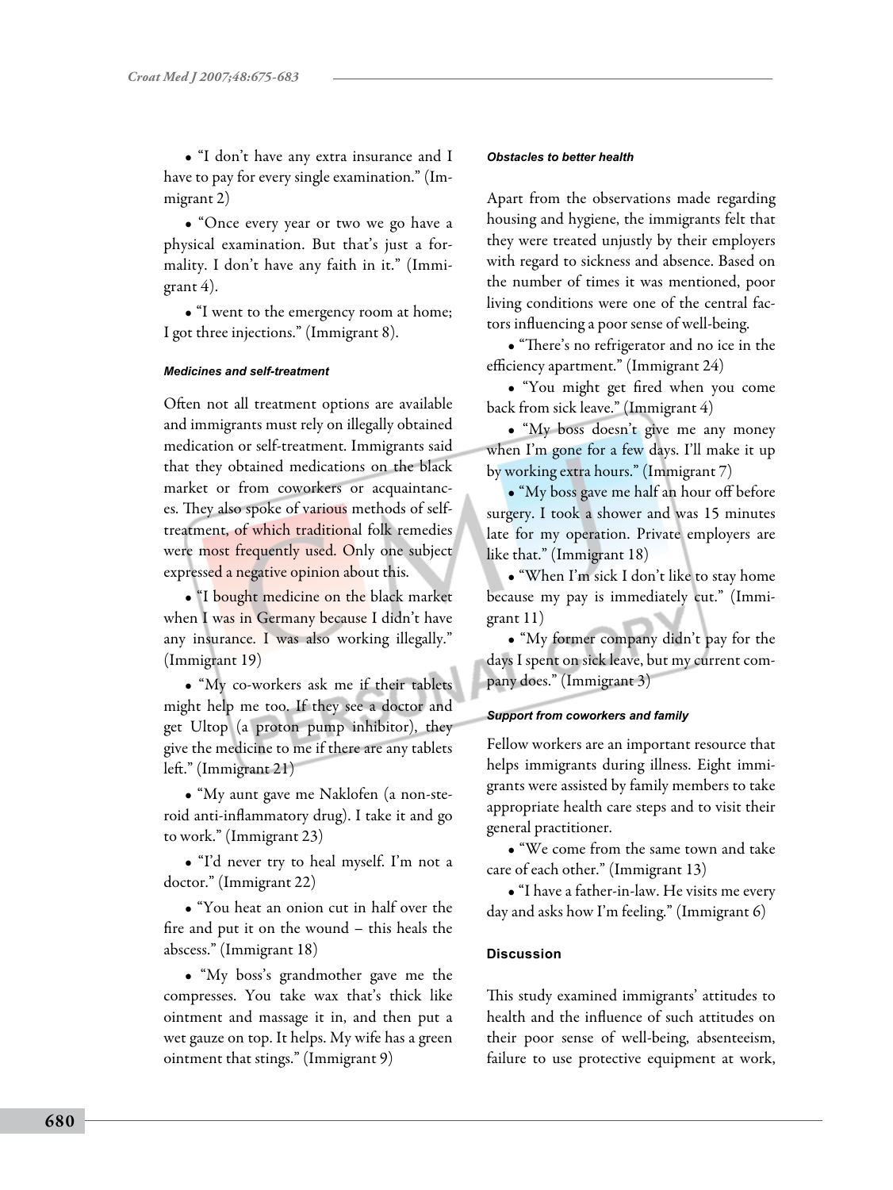- "I don't have any extra insurance and I have to pay for every single examination." (Immigrant 2)

- "Once every year or two we go have a physical examination. But that's just a formality. I don't have any faith in it." (Immigrant 4).

- "I went to the emergency room at home; I got three injections." (Immigrant 8).

#### *Medicines and self-treatment*

Often not all treatment options are available and immigrants must rely on illegally obtained medication or self-treatment. Immigrants said that they obtained medications on the black market or from coworkers or acquaintances. They also spoke of various methods of self-treatment, of which traditional folk remedies were most frequently used. Only one subject expressed a negative opinion about this.

- "I bought medicine on the black market when I was in Germany because I didn't have any insurance. I was also working illegally." (Immigrant 19)

- "My co-workers ask me if their tablets might help me too. If they see a doctor and get Ultop (a proton pump inhibitor), they give the medicine to me if there are any tablets left." (Immigrant 21)

- "My aunt gave me Naklofen (a non-steroid anti-inflammatory drug). I take it and go to work." (Immigrant 23)

- "I'd never try to heal myself. I'm not a doctor." (Immigrant 22)

- "You heat an onion cut in half over the fire and put it on the wound – this heals the abscess." (Immigrant 18)

- "My boss's grandmother gave me the compresses. You take wax that's thick like ointment and massage it in, and then put a wet gauze on top. It helps. My wife has a green ointment that stings." (Immigrant 9)

#### *Obstacles to better health*

Apart from the observations made regarding housing and hygiene, the immigrants felt that they were treated unjustly by their employers with regard to sickness and absence. Based on the number of times it was mentioned, poor living conditions were one of the central factors influencing a poor sense of well-being.

- "There's no refrigerator and no ice in the efficiency apartment." (Immigrant 24)

- "You might get fired when you come back from sick leave." (Immigrant 4)

- "My boss doesn't give me any money when I'm gone for a few days. I'll make it up by working extra hours." (Immigrant 7)

- "My boss gave me half an hour off before surgery. I took a shower and was 15 minutes late for my operation. Private employers are like that." (Immigrant 18)

- "When I'm sick I don't like to stay home because my pay is immediately cut." (Immigrant 11)

- "My former company didn't pay for the days I spent on sick leave, but my current company does." (Immigrant 3)

#### *Support from coworkers and family*

Fellow workers are an important resource that helps immigrants during illness. Eight immigrants were assisted by family members to take appropriate health care steps and to visit their general practitioner.

- "We come from the same town and take care of each other." (Immigrant 13)

- "I have a father-in-law. He visits me every day and asks how I'm feeling." (Immigrant 6)

## Discussion

This study examined immigrants' attitudes to health and the influence of such attitudes on their poor sense of well-being, absenteeism, failure to use protective equipment at work,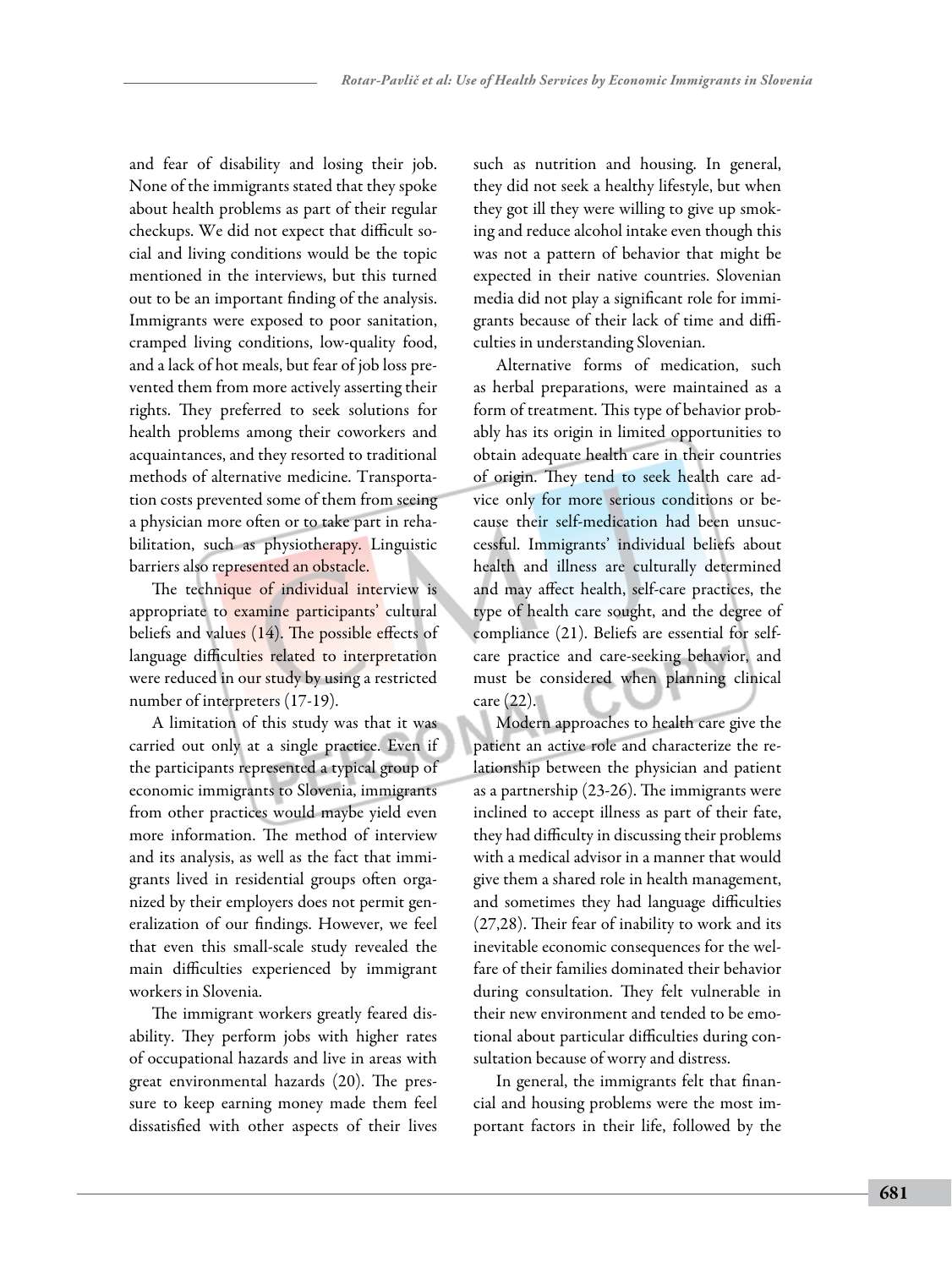and fear of disability and losing their job. None of the immigrants stated that they spoke about health problems as part of their regular checkups. We did not expect that difficult social and living conditions would be the topic mentioned in the interviews, but this turned out to be an important finding of the analysis. Immigrants were exposed to poor sanitation, cramped living conditions, low-quality food, and a lack of hot meals, but fear of job loss prevented them from more actively asserting their rights. They preferred to seek solutions for health problems among their coworkers and acquaintances, and they resorted to traditional methods of alternative medicine. Transportation costs prevented some of them from seeing a physician more often or to take part in rehabilitation, such as physiotherapy. Linguistic barriers also represented an obstacle.

The technique of individual interview is appropriate to examine participants' cultural beliefs and values (14). The possible effects of language difficulties related to interpretation were reduced in our study by using a restricted number of interpreters (17-19).

A limitation of this study was that it was carried out only at a single practice. Even if the participants represented a typical group of economic immigrants to Slovenia, immigrants from other practices would maybe yield even more information. The method of interview and its analysis, as well as the fact that immigrants lived in residential groups often organized by their employers does not permit generalization of our findings. However, we feel that even this small-scale study revealed the main difficulties experienced by immigrant workers in Slovenia.

The immigrant workers greatly feared disability. They perform jobs with higher rates of occupational hazards and live in areas with great environmental hazards (20). The pressure to keep earning money made them feel dissatisfied with other aspects of their lives such as nutrition and housing. In general, they did not seek a healthy lifestyle, but when they got ill they were willing to give up smoking and reduce alcohol intake even though this was not a pattern of behavior that might be expected in their native countries. Slovenian media did not play a significant role for immigrants because of their lack of time and difficulties in understanding Slovenian.

Alternative forms of medication, such as herbal preparations, were maintained as a form of treatment. This type of behavior probably has its origin in limited opportunities to obtain adequate health care in their countries of origin. They tend to seek health care advice only for more serious conditions or because their self-medication had been unsuccessful. Immigrants' individual beliefs about health and illness are culturally determined and may affect health, self-care practices, the type of health care sought, and the degree of compliance (21). Beliefs are essential for self-care practice and care-seeking behavior, and must be considered when planning clinical care (22).

Modern approaches to health care give the patient an active role and characterize the relationship between the physician and patient as a partnership (23-26). The immigrants were inclined to accept illness as part of their fate, they had difficulty in discussing their problems with a medical advisor in a manner that would give them a shared role in health management, and sometimes they had language difficulties (27,28). Their fear of inability to work and its inevitable economic consequences for the welfare of their families dominated their behavior during consultation. They felt vulnerable in their new environment and tended to be emotional about particular difficulties during consultation because of worry and distress.

In general, the immigrants felt that financial and housing problems were the most important factors in their life, followed by the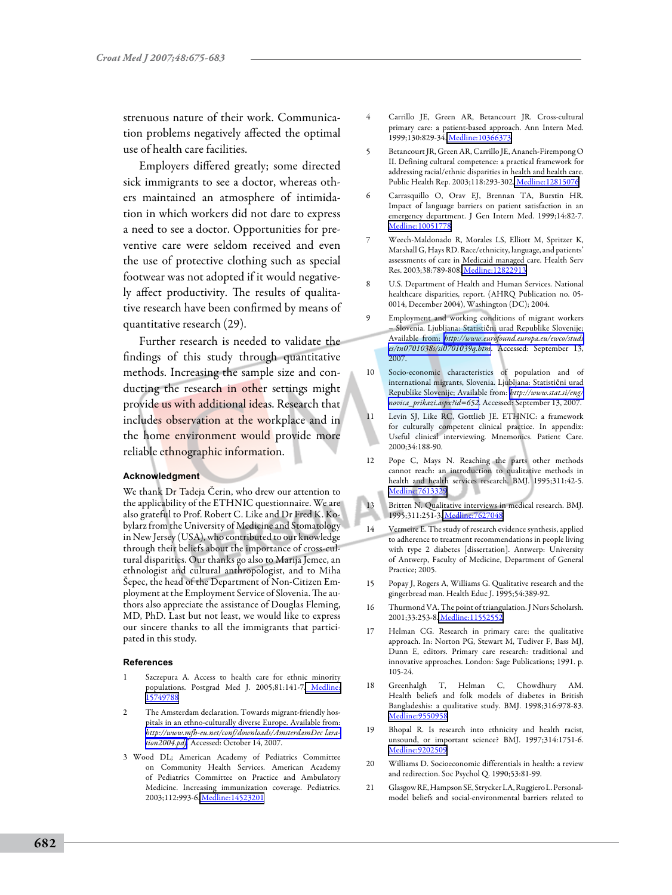strenuous nature of their work. Communication problems negatively affected the optimal use of health care facilities.

Employers differed greatly; some directed sick immigrants to see a doctor, whereas others maintained an atmosphere of intimidation in which workers did not dare to express a need to see a doctor. Opportunities for preventive care were seldom received and even the use of protective clothing such as special footwear was not adopted if it would negatively affect productivity. The results of qualitative research have been confirmed by means of quantitative research (29).

Further research is needed to validate the findings of this study through quantitative methods. Increasing the sample size and conducting the research in other settings might provide us with additional ideas. Research that includes observation at the workplace and in the home environment would provide more reliable ethnographic information.

### Acknowledgment

We thank Dr Tadeja Čerin, who drew our attention to the applicability of the ETHNIC questionnaire. We are also grateful to Prof. Robert C. Like and Dr Fred K. Kobylarz from the University of Medicine and Stomatology in New Jersey (USA), who contributed to our knowledge through their beliefs about the importance of cross-cultural disparities. Our thanks go also to Marija Jemec, an ethnologist and cultural anthropologist, and to Miha Šepec, the head of the Department of Non-Citizen Employment at the Employment Service of Slovenia. The authors also appreciate the assistance of Douglas Fleming, MD, PhD. Last but not least, we would like to express our sincere thanks to all the immigrants that participated in this study.

### References

1. Szczepura A. Access to health care for ethnic minority populations. Postgrad Med J. 2005;81:141-7. Medline:15749788
2. The Amsterdam declaration. Towards migrant-friendly hospitals in an ethno-culturally diverse Europe. Available from: *http://www.mfh-eu.net/conf/downloads/AmsterdamDeclaration2004.pdf*. Accessed: October 14, 2007.
3. Wood DL; American Academy of Pediatrics Committee on Community Health Services. American Academy of Pediatrics Committee on Practice and Ambulatory Medicine. Increasing immunization coverage. Pediatrics. 2003;112:993-6. Medline:14523201
4. Carrillo JE, Green AR, Betancourt JR. Cross-cultural primary care: a patient-based approach. Ann Intern Med. 1999;130:829-34. Medline:10366373
5. Betancourt JR, Green AR, Carrillo JE, Ananeh-Firempong O II. Defining cultural competence: a practical framework for addressing racial/ethnic disparities in health and health care. Public Health Rep. 2003;118:293-302. Medline:12815076
6. Carrasquillo O, Orav EJ, Brennan TA, Burstin HR. Impact of language barriers on patient satisfaction in an emergency department. J Gen Intern Med. 1999;14:82-7. Medline:10051778
7. Weech-Maldonado R, Morales LS, Elliott M, Spritzer K, Marshall G, Hays RD. Race/ethnicity, language, and patients' assessments of care in Medicaid managed care. Health Serv Res. 2003;38:789-808. Medline:12822913
8. U.S. Department of Health and Human Services. National healthcare disparities, report. (AHRQ Publication no. 05-0014, December 2004), Washington (DC); 2004.
9. Employment and working conditions of migrant workers – Slovenia. Ljubljana: Statistični urad Republike Slovenije; Available from: *http://www.eurofound.europa.eu/ewco/studies/tn0701038s/si0701039q.htm*. Accessed: September 13, 2007.
10. Socio-economic characteristics of population and of international migrants, Slovenia. Ljubljana: Statistični urad Republike Slovenije; Available from: *http://www.stat.si/eng/novica_prikazi.aspx?id=652*. Accessed: September 13, 2007.
11. Levin SJ, Like RC, Gottlieb JE. ETHNIC: a framework for culturally competent clinical practice. In appendix: Useful clinical interviewing. Mnemonics. Patient Care. 2000;34:188-90.
12. Pope C, Mays N. Reaching the parts other methods cannot reach: an introduction to qualitative methods in health and health services research. BMJ. 1995;311:42-5. Medline:7613329
13. Britten N. Qualitative interviews in medical research. BMJ. 1995;311:251-3. Medline:7627048
14. Vermeire E. The study of research evidence synthesis, applied to adherence to treatment recommendations in people living with type 2 diabetes [dissertation]. Antwerp: University of Antwerp, Faculty of Medicine, Department of General Practice; 2005.
15. Popay J, Rogers A, Williams G. Qualitative research and the gingerbread man. Health Educ J. 1995;54:389-92.
16. Thurmond VA. The point of triangulation. J Nurs Scholarsh. 2001;33:253-8. Medline:11552552
17. Helman CG. Research in primary care: the qualitative approach. In: Norton PG, Stewart M, Tudiver F, Bass MJ, Dunn E, editors. Primary care research: traditional and innovative approaches. London: Sage Publications; 1991. p. 105-24.
18. Greenhalgh T, Helman C, Chowdhury AM. Health beliefs and folk models of diabetes in British Bangladeshis: a qualitative study. BMJ. 1998;316:978-83. Medline:9550958
19. Bhopal R. Is research into ethnicity and health racist, unsound, or important science? BMJ. 1997;314:1751-6. Medline:9202509
20. Williams D. Socioeconomic differentials in health: a review and redirection. Soc Psychol Q. 1990;53:81-99.
21. Glasgow RE, Hampson SE, Strycker LA, Ruggiero L. Personal-model beliefs and social-environmental barriers related to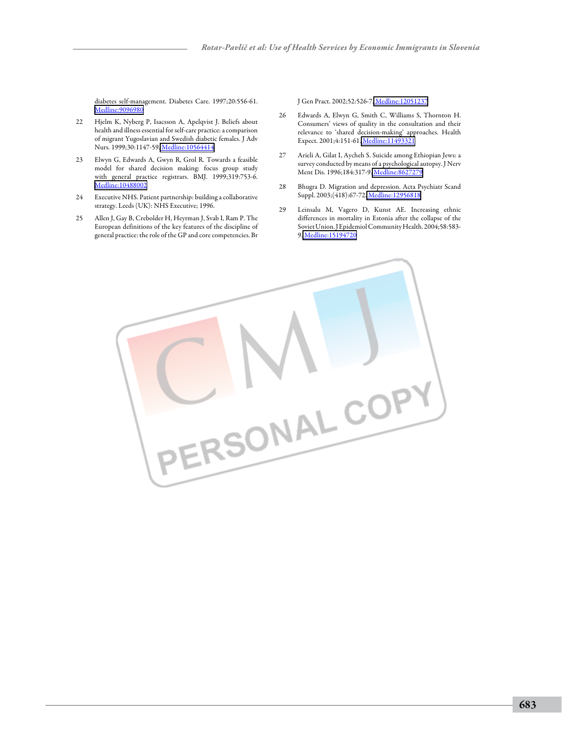diabetes self-management. Diabetes Care. 1997;20:556-61. Medline:9096980

22 Hjelm K, Nyberg P, Isacsson A, Apelqvist J. Beliefs about health and illness essential for self-care practice: a comparison of migrant Yugoslavian and Swedish diabetic females. J Adv Nurs. 1999;30:1147-59. Medline:10564414

23 Elwyn G, Edwards A, Gwyn R, Grol R. Towards a feasible model for shared decision making: focus group study with general practice registrars. BMJ. 1999;319:753-6. Medline:10488002

24 Executive NHS. Patient partnership: building a collaborative strategy. Leeds (UK): NHS Executive; 1996.

25 Allen J, Gay B, Crebolder H, Heyrman J, Svab I, Ram P. The European definitions of the key features of the discipline of general practice: the role of the GP and core competencies. Br J Gen Pract. 2002;52:526-7. Medline:12051237

26 Edwards A, Elwyn G, Smith C, Williams S, Thornton H. Consumers' views of quality in the consultation and their relevance to 'shared decision-making' approaches. Health Expect. 2001;4:151-61. Medline:11493321

27 Arieli A, Gilat I, Aycheh S. Suicide among Ethiopian Jews: a survey conducted by means of a psychological autopsy. J Nerv Ment Dis. 1996;184:317-9. Medline:8627279

28 Bhugra D. Migration and depression. Acta Psychiatr Scand Suppl. 2003;(418):67-72. Medline:12956818

29 Leinsalu M, Vagero D, Kunst AE. Increasing ethnic differences in mortality in Estonia after the collapse of the Soviet Union. J Epidemiol Community Health. 2004;58:583-9. Medline:15194720